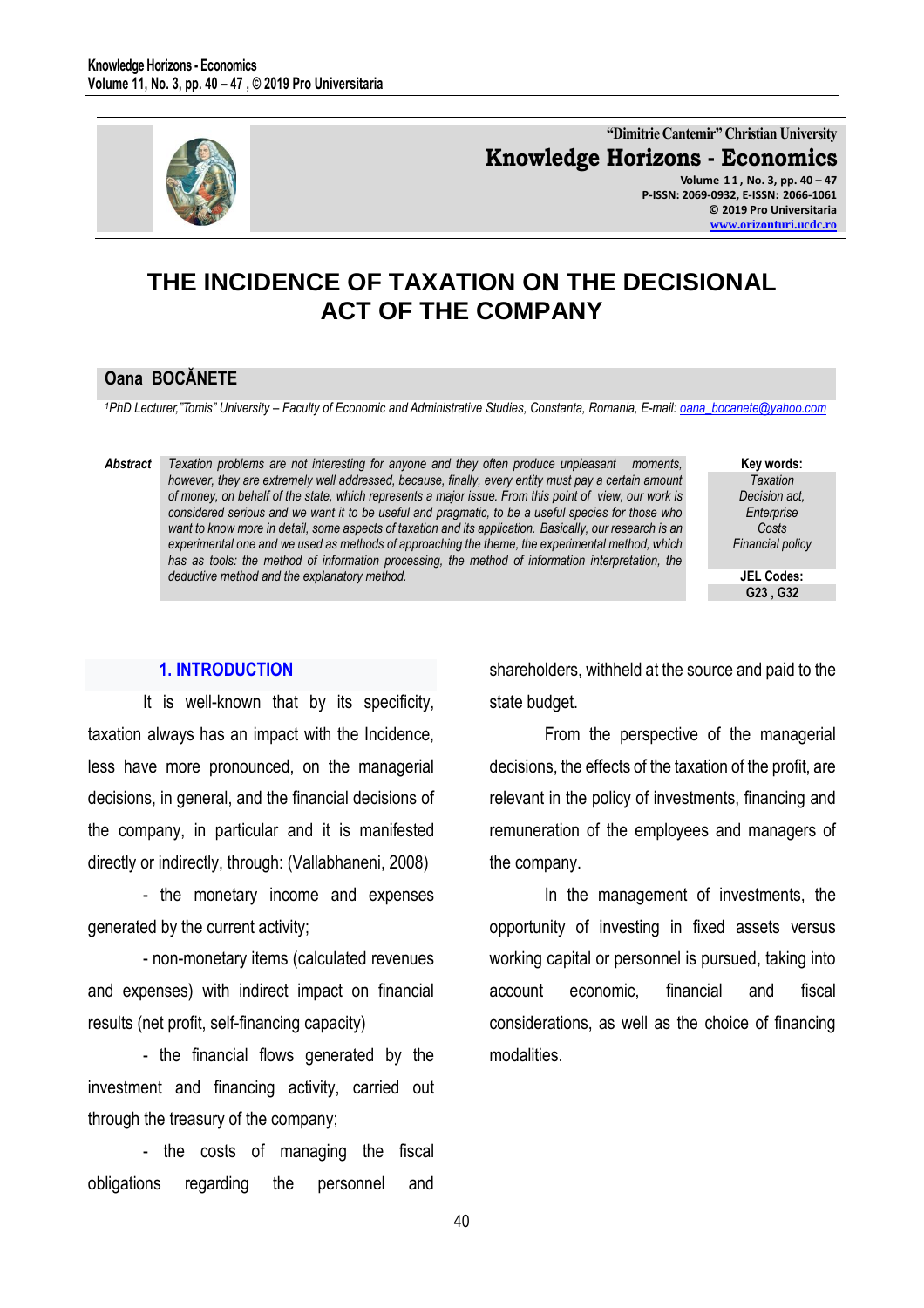"Dimitrie Cantemir" Christian University

**Knowledge Horizons - Economics**

P-ISSN: 2069-0932, E-ISSN: 2066-1061

www.orizonturi.ucdc.ro

# THE INCIDENCE OF TAXATION ON THE DECISIONAL ACT OF THE COMPANY

**Oana BOCĂNETE**

*[1]PhD Lecturer,"Tomis" University – Faculty of Economic and Administrative Studies, Constanta, Romania, E-mail: oana_bocanete@yahoo.com*

***Abstract*** *Taxation problems are not interesting for anyone and they often produce unpleasant moments, however, they are extremely well addressed, because, finally, every entity must pay a certain amount of money, on behalf of the state, which represents a major issue. From this point of view, our work is considered serious and we want it to be useful and pragmatic, to be a useful species for those who want to know more in detail, some aspects of taxation and its application. Basically, our research is an experimental one and we used as methods of approaching the theme, the experimental method, which has as tools: the method of information processing, the method of information interpretation, the deductive method and the explanatory method.*

**Key words:**
*Taxation*
*Decision act,*
*Enterprise*
*Costs*
*Financial policy*

**JEL Codes:**
**G23 , G32**

## 1. INTRODUCTION

It is well-known that by its specificity, taxation always has an impact with the Incidence, less have more pronounced, on the managerial decisions, in general, and the financial decisions of the company, in particular and it is manifested directly or indirectly, through: (Vallabhaneni, 2008)

- the monetary income and expenses generated by the current activity;

- non-monetary items (calculated revenues and expenses) with indirect impact on financial results (net profit, self-financing capacity)

- the financial flows generated by the investment and financing activity, carried out through the treasury of the company;

- the costs of managing the fiscal obligations regarding the personnel and shareholders, withheld at the source and paid to the state budget.

From the perspective of the managerial decisions, the effects of the taxation of the profit, are relevant in the policy of investments, financing and remuneration of the employees and managers of the company.

In the management of investments, the opportunity of investing in fixed assets versus working capital or personnel is pursued, taking into account economic, financial and fiscal considerations, as well as the choice of financing modalities.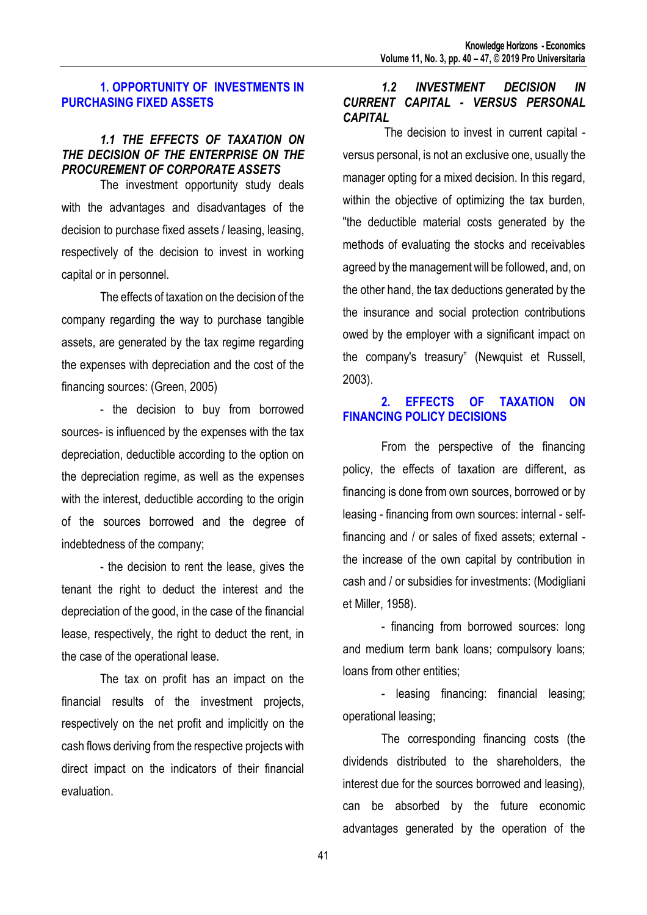## 1. OPPORTUNITY OF INVESTMENTS IN PURCHASING FIXED ASSETS

### *1.1 THE EFFECTS OF TAXATION ON THE DECISION OF THE ENTERPRISE ON THE PROCUREMENT OF CORPORATE ASSETS*

The investment opportunity study deals with the advantages and disadvantages of the decision to purchase fixed assets / leasing, leasing, respectively of the decision to invest in working capital or in personnel.

The effects of taxation on the decision of the company regarding the way to purchase tangible assets, are generated by the tax regime regarding the expenses with depreciation and the cost of the financing sources: (Green, 2005)

- the decision to buy from borrowed sources- is influenced by the expenses with the tax depreciation, deductible according to the option on the depreciation regime, as well as the expenses with the interest, deductible according to the origin of the sources borrowed and the degree of indebtedness of the company;

- the decision to rent the lease, gives the tenant the right to deduct the interest and the depreciation of the good, in the case of the financial lease, respectively, the right to deduct the rent, in the case of the operational lease.

The tax on profit has an impact on the financial results of the investment projects, respectively on the net profit and implicitly on the cash flows deriving from the respective projects with direct impact on the indicators of their financial evaluation.

### *1.2 INVESTMENT DECISION IN CURRENT CAPITAL - VERSUS PERSONAL CAPITAL*

The decision to invest in current capital - versus personal, is not an exclusive one, usually the manager opting for a mixed decision. In this regard, within the objective of optimizing the tax burden, "the deductible material costs generated by the methods of evaluating the stocks and receivables agreed by the management will be followed, and, on the other hand, the tax deductions generated by the the insurance and social protection contributions owed by the employer with a significant impact on the company's treasury" (Newquist et Russell, 2003).

## 2. EFFECTS OF TAXATION ON FINANCING POLICY DECISIONS

From the perspective of the financing policy, the effects of taxation are different, as financing is done from own sources, borrowed or by leasing - financing from own sources: internal - self-financing and / or sales of fixed assets; external - the increase of the own capital by contribution in cash and / or subsidies for investments: (Modigliani et Miller, 1958).

- financing from borrowed sources: long and medium term bank loans; compulsory loans; loans from other entities;

- leasing financing: financial leasing; operational leasing;

The corresponding financing costs (the dividends distributed to the shareholders, the interest due for the sources borrowed and leasing), can be absorbed by the future economic advantages generated by the operation of the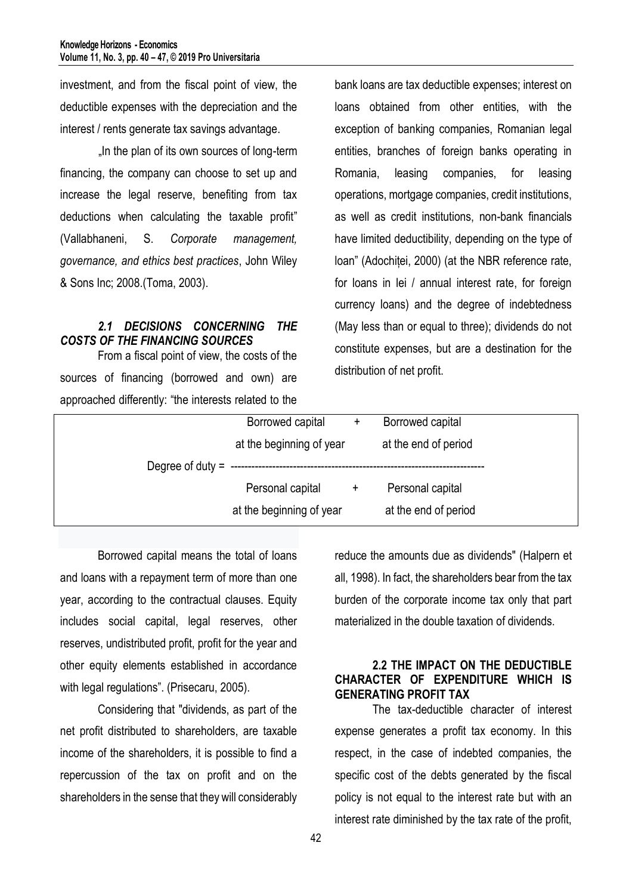investment, and from the fiscal point of view, the deductible expenses with the depreciation and the interest / rents generate tax savings advantage.

„In the plan of its own sources of long-term financing, the company can choose to set up and increase the legal reserve, benefiting from tax deductions when calculating the taxable profit" (Vallabhaneni, S. *Corporate management, governance, and ethics best practices*, John Wiley & Sons Inc; 2008.(Toma, 2003).

### *2.1 DECISIONS CONCERNING THE COSTS OF THE FINANCING SOURCES*

From a fiscal point of view, the costs of the sources of financing (borrowed and own) are approached differently: "the interests related to the bank loans are tax deductible expenses; interest on loans obtained from other entities, with the exception of banking companies, Romanian legal entities, branches of foreign banks operating in Romania, leasing companies, for leasing operations, mortgage companies, credit institutions, as well as credit institutions, non-bank financials have limited deductibility, depending on the type of loan" (Adochiței, 2000) (at the NBR reference rate, for loans in lei / annual interest rate, for foreign currency loans) and the degree of indebtedness (May less than or equal to three); dividends do not constitute expenses, but are a destination for the distribution of net profit.

$$\text{Degree of duty} = \frac{\text{Borrowed capital at the beginning of year} + \text{Borrowed capital at the end of period}}{\text{Personal capital at the beginning of year} + \text{Personal capital at the end of period}}$$

Borrowed capital means the total of loans and loans with a repayment term of more than one year, according to the contractual clauses. Equity includes social capital, legal reserves, other reserves, undistributed profit, profit for the year and other equity elements established in accordance with legal regulations". (Prisecaru, 2005).

Considering that "dividends, as part of the net profit distributed to shareholders, are taxable income of the shareholders, it is possible to find a repercussion of the tax on profit and on the shareholders in the sense that they will considerably reduce the amounts due as dividends" (Halpern et all, 1998). In fact, the shareholders bear from the tax burden of the corporate income tax only that part materialized in the double taxation of dividends.

### 2.2 THE IMPACT ON THE DEDUCTIBLE CHARACTER OF EXPENDITURE WHICH IS GENERATING PROFIT TAX

The tax-deductible character of interest expense generates a profit tax economy. In this respect, in the case of indebted companies, the specific cost of the debts generated by the fiscal policy is not equal to the interest rate but with an interest rate diminished by the tax rate of the profit,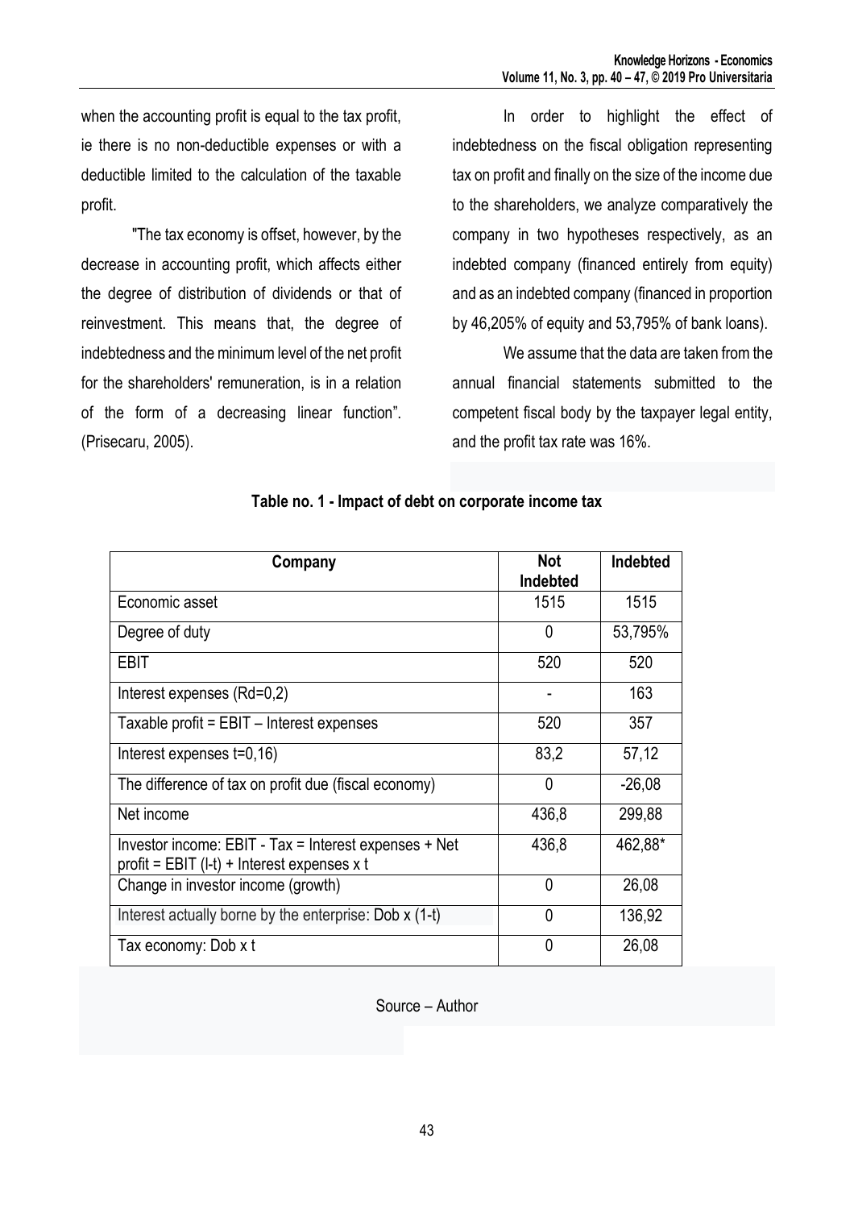when the accounting profit is equal to the tax profit, ie there is no non-deductible expenses or with a deductible limited to the calculation of the taxable profit.

"The tax economy is offset, however, by the decrease in accounting profit, which affects either the degree of distribution of dividends or that of reinvestment. This means that, the degree of indebtedness and the minimum level of the net profit for the shareholders' remuneration, is in a relation of the form of a decreasing linear function". (Prisecaru, 2005).

In order to highlight the effect of indebtedness on the fiscal obligation representing tax on profit and finally on the size of the income due to the shareholders, we analyze comparatively the company in two hypotheses respectively, as an indebted company (financed entirely from equity) and as an indebted company (financed in proportion by 46,205% of equity and 53,795% of bank loans).

We assume that the data are taken from the annual financial statements submitted to the competent fiscal body by the taxpayer legal entity, and the profit tax rate was 16%.

**Table no. 1 - Impact of debt on corporate income tax**

| Company | Not Indebted | Indebted |
|---|---|---|
| Economic asset | 1515 | 1515 |
| Degree of duty | 0 | 53,795% |
| EBIT | 520 | 520 |
| Interest expenses (Rd=0,2) | - | 163 |
| Taxable profit = EBIT – Interest expenses | 520 | 357 |
| Interest expenses t=0,16) | 83,2 | 57,12 |
| The difference of tax on profit due (fiscal economy) | 0 | -26,08 |
| Net income | 436,8 | 299,88 |
| Investor income: EBIT - Tax = Interest expenses + Net profit = EBIT (l-t) + Interest expenses x t | 436,8 | 462,88* |
| Change in investor income (growth) | 0 | 26,08 |
| Interest actually borne by the enterprise: Dob x (1-t) | 0 | 136,92 |
| Tax economy: Dob x t | 0 | 26,08 |

Source – Author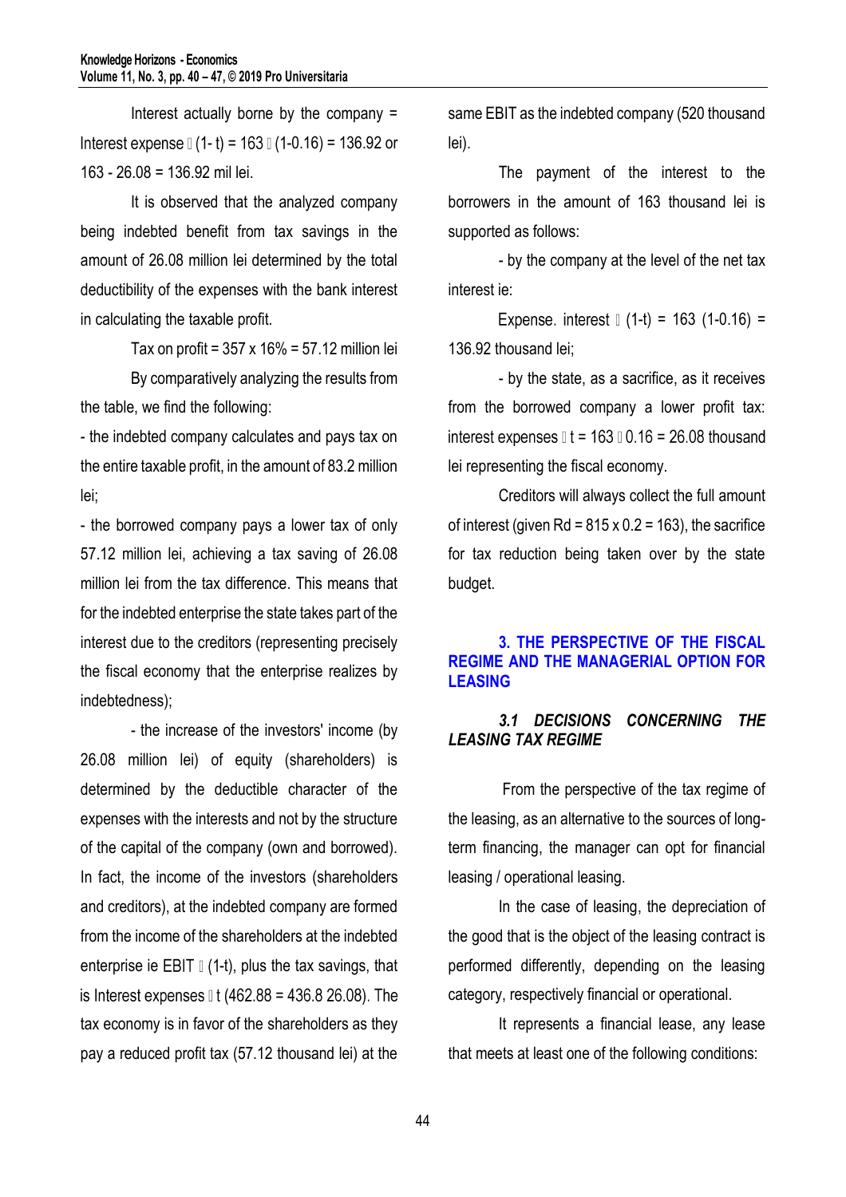Interest actually borne by the company = Interest expense  (1- t) = 163  (1-0.16) = 136.92 or 163 - 26.08 = 136.92 mil lei.

It is observed that the analyzed company being indebted benefit from tax savings in the amount of 26.08 million lei determined by the total deductibility of the expenses with the bank interest in calculating the taxable profit.

Tax on profit = 357 x 16% = 57.12 million lei

By comparatively analyzing the results from the table, we find the following:

- the indebted company calculates and pays tax on the entire taxable profit, in the amount of 83.2 million lei;
- the borrowed company pays a lower tax of only 57.12 million lei, achieving a tax saving of 26.08 million lei from the tax difference. This means that for the indebted enterprise the state takes part of the interest due to the creditors (representing precisely the fiscal economy that the enterprise realizes by indebtedness);
- the increase of the investors' income (by 26.08 million lei) of equity (shareholders) is determined by the deductible character of the expenses with the interests and not by the structure of the capital of the company (own and borrowed). In fact, the income of the investors (shareholders and creditors), at the indebted company are formed from the income of the shareholders at the indebted enterprise ie EBIT  (1-t), plus the tax savings, that is Interest expenses  t (462.88 = 436.8 26.08). The tax economy is in favor of the shareholders as they pay a reduced profit tax (57.12 thousand lei) at the same EBIT as the indebted company (520 thousand lei).

The payment of the interest to the borrowers in the amount of 163 thousand lei is supported as follows:

- by the company at the level of the net tax interest ie:

Expense. interest  (1-t) = 163 (1-0.16) = 136.92 thousand lei;

- by the state, as a sacrifice, as it receives from the borrowed company a lower profit tax: interest expenses  t = 163  0.16 = 26.08 thousand lei representing the fiscal economy.

Creditors will always collect the full amount of interest (given Rd = 815 x 0.2 = 163), the sacrifice for tax reduction being taken over by the state budget.

## 3. THE PERSPECTIVE OF THE FISCAL REGIME AND THE MANAGERIAL OPTION FOR LEASING

### *3.1 DECISIONS CONCERNING THE LEASING TAX REGIME*

From the perspective of the tax regime of the leasing, as an alternative to the sources of long-term financing, the manager can opt for financial leasing / operational leasing.

In the case of leasing, the depreciation of the good that is the object of the leasing contract is performed differently, depending on the leasing category, respectively financial or operational.

It represents a financial lease, any lease that meets at least one of the following conditions: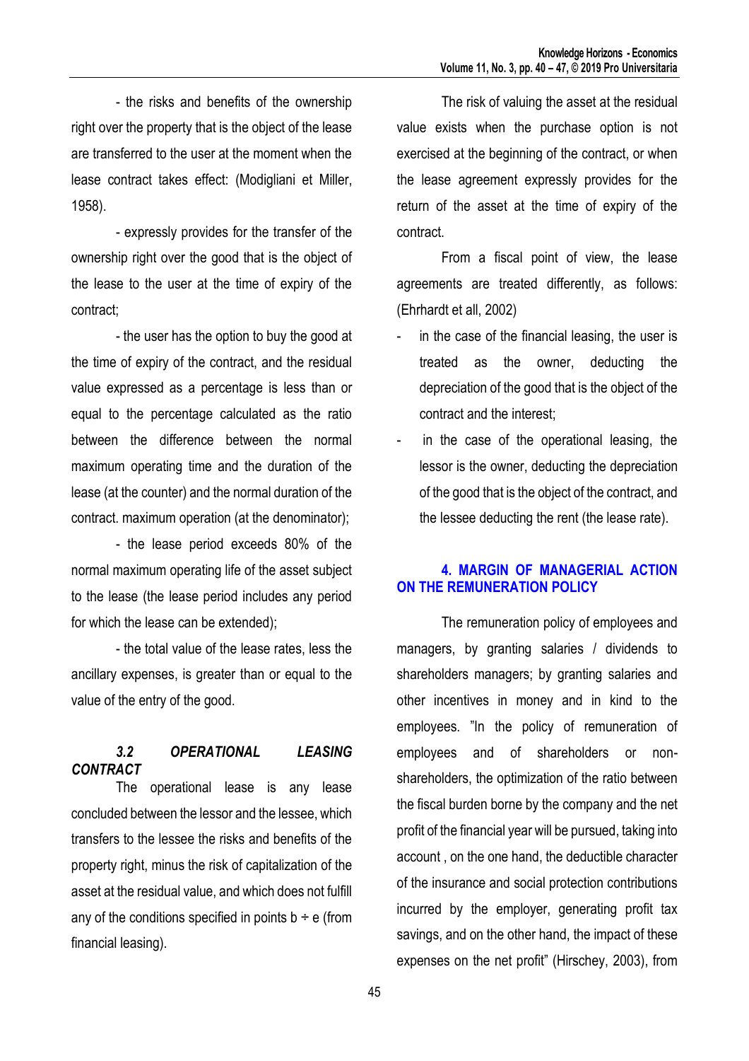- the risks and benefits of the ownership right over the property that is the object of the lease are transferred to the user at the moment when the lease contract takes effect: (Modigliani et Miller, 1958).

- expressly provides for the transfer of the ownership right over the good that is the object of the lease to the user at the time of expiry of the contract;

- the user has the option to buy the good at the time of expiry of the contract, and the residual value expressed as a percentage is less than or equal to the percentage calculated as the ratio between the difference between the normal maximum operating time and the duration of the lease (at the counter) and the normal duration of the contract. maximum operation (at the denominator);

- the lease period exceeds 80% of the normal maximum operating life of the asset subject to the lease (the lease period includes any period for which the lease can be extended);

- the total value of the lease rates, less the ancillary expenses, is greater than or equal to the value of the entry of the good.

### *3.2 OPERATIONAL LEASING CONTRACT*

The operational lease is any lease concluded between the lessor and the lessee, which transfers to the lessee the risks and benefits of the property right, minus the risk of capitalization of the asset at the residual value, and which does not fulfill any of the conditions specified in points b ÷ e (from financial leasing).

The risk of valuing the asset at the residual value exists when the purchase option is not exercised at the beginning of the contract, or when the lease agreement expressly provides for the return of the asset at the time of expiry of the contract.

From a fiscal point of view, the lease agreements are treated differently, as follows: (Ehrhardt et all, 2002)

- in the case of the financial leasing, the user is treated as the owner, deducting the depreciation of the good that is the object of the contract and the interest;
- in the case of the operational leasing, the lessor is the owner, deducting the depreciation of the good that is the object of the contract, and the lessee deducting the rent (the lease rate).

## 4. MARGIN OF MANAGERIAL ACTION ON THE REMUNERATION POLICY

The remuneration policy of employees and managers, by granting salaries / dividends to shareholders managers; by granting salaries and other incentives in money and in kind to the employees. "In the policy of remuneration of employees and of shareholders or non-shareholders, the optimization of the ratio between the fiscal burden borne by the company and the net profit of the financial year will be pursued, taking into account , on the one hand, the deductible character of the insurance and social protection contributions incurred by the employer, generating profit tax savings, and on the other hand, the impact of these expenses on the net profit" (Hirschey, 2003), from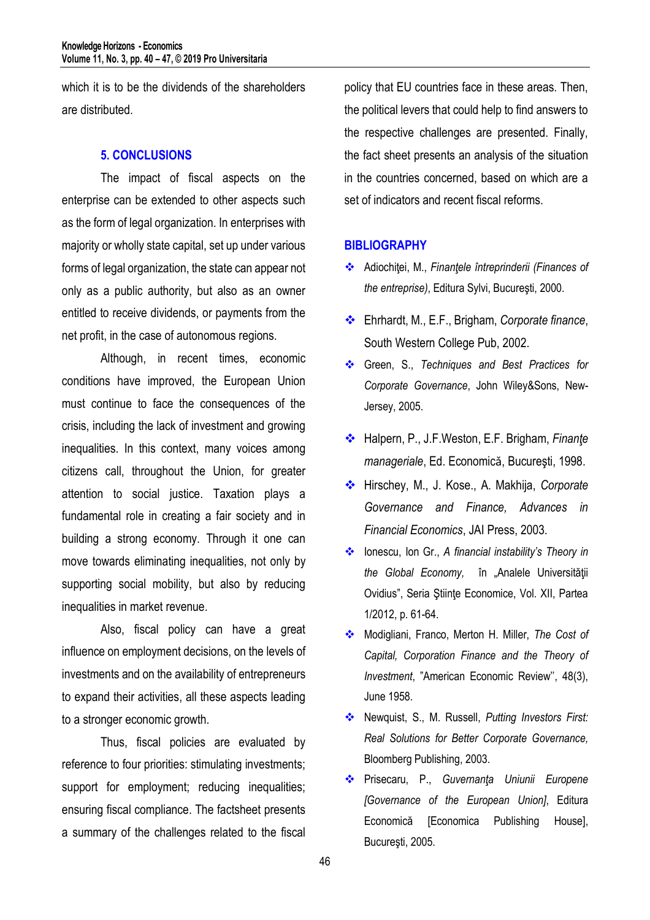which it is to be the dividends of the shareholders are distributed.

## 5. CONCLUSIONS

The impact of fiscal aspects on the enterprise can be extended to other aspects such as the form of legal organization. In enterprises with majority or wholly state capital, set up under various forms of legal organization, the state can appear not only as a public authority, but also as an owner entitled to receive dividends, or payments from the net profit, in the case of autonomous regions.

Although, in recent times, economic conditions have improved, the European Union must continue to face the consequences of the crisis, including the lack of investment and growing inequalities. In this context, many voices among citizens call, throughout the Union, for greater attention to social justice. Taxation plays a fundamental role in creating a fair society and in building a strong economy. Through it one can move towards eliminating inequalities, not only by supporting social mobility, but also by reducing inequalities in market revenue.

Also, fiscal policy can have a great influence on employment decisions, on the levels of investments and on the availability of entrepreneurs to expand their activities, all these aspects leading to a stronger economic growth.

Thus, fiscal policies are evaluated by reference to four priorities: stimulating investments; support for employment; reducing inequalities; ensuring fiscal compliance. The factsheet presents a summary of the challenges related to the fiscal policy that EU countries face in these areas. Then, the political levers that could help to find answers to the respective challenges are presented. Finally, the fact sheet presents an analysis of the situation in the countries concerned, based on which are a set of indicators and recent fiscal reforms.

## BIBLIOGRAPHY

- Adiochiţei, M., *Finanţele întreprinderii (Finances of the entreprise)*, Editura Sylvi, Bucureşti, 2000.
- Ehrhardt, M., E.F., Brigham, *Corporate finance*, South Western College Pub, 2002.
- Green, S., *Techniques and Best Practices for Corporate Governance*, John Wiley&Sons, New-Jersey, 2005.
- Halpern, P., J.F.Weston, E.F. Brigham, *Finanţe manageriale*, Ed. Economică, Bucureşti, 1998.
- Hirschey, M., J. Kose., A. Makhija, *Corporate Governance and Finance, Advances in Financial Economics*, JAI Press, 2003.
- Ionescu, Ion Gr., *A financial instability's Theory in the Global Economy,* în „Analele Universităţii Ovidius", Seria Ştiinţe Economice, Vol. XII, Partea 1/2012, p. 61-64.
- Modigliani, Franco, Merton H. Miller, *The Cost of Capital, Corporation Finance and the Theory of Investment*, "American Economic Review'', 48(3), June 1958.
- Newquist, S., M. Russell, *Putting Investors First: Real Solutions for Better Corporate Governance,* Bloomberg Publishing, 2003.
- Prisecaru, P., *Guvernanţa Uniunii Europene [Governance of the European Union]*, Editura Economică [Economica Publishing House], Bucureşti, 2005.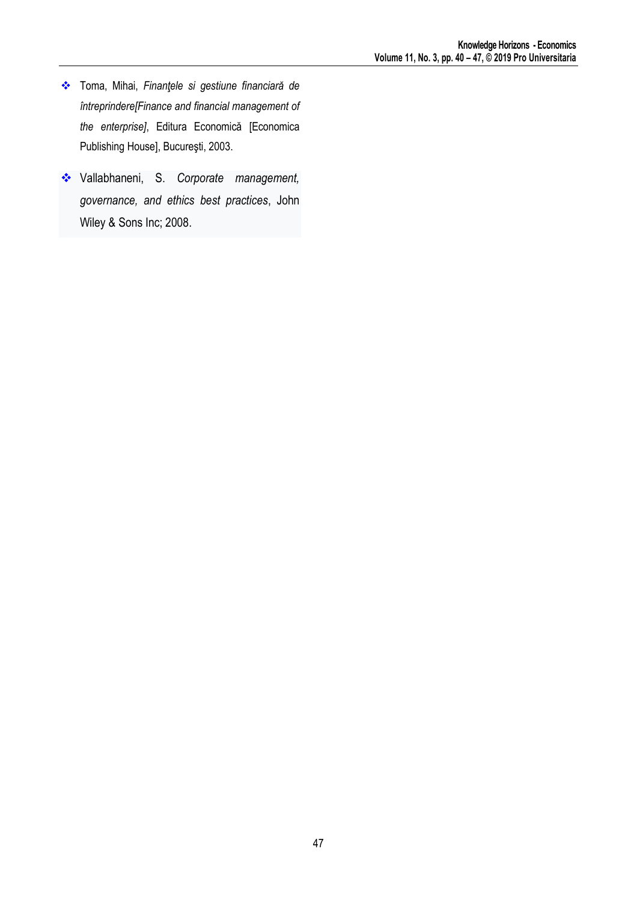- Toma, Mihai, *Finanţele si gestiune financiară de întreprindere[Finance and financial management of the enterprise]*, Editura Economică [Economica Publishing House], Bucureşti, 2003.
- Vallabhaneni, S. *Corporate management, governance, and ethics best practices*, John Wiley & Sons Inc; 2008.